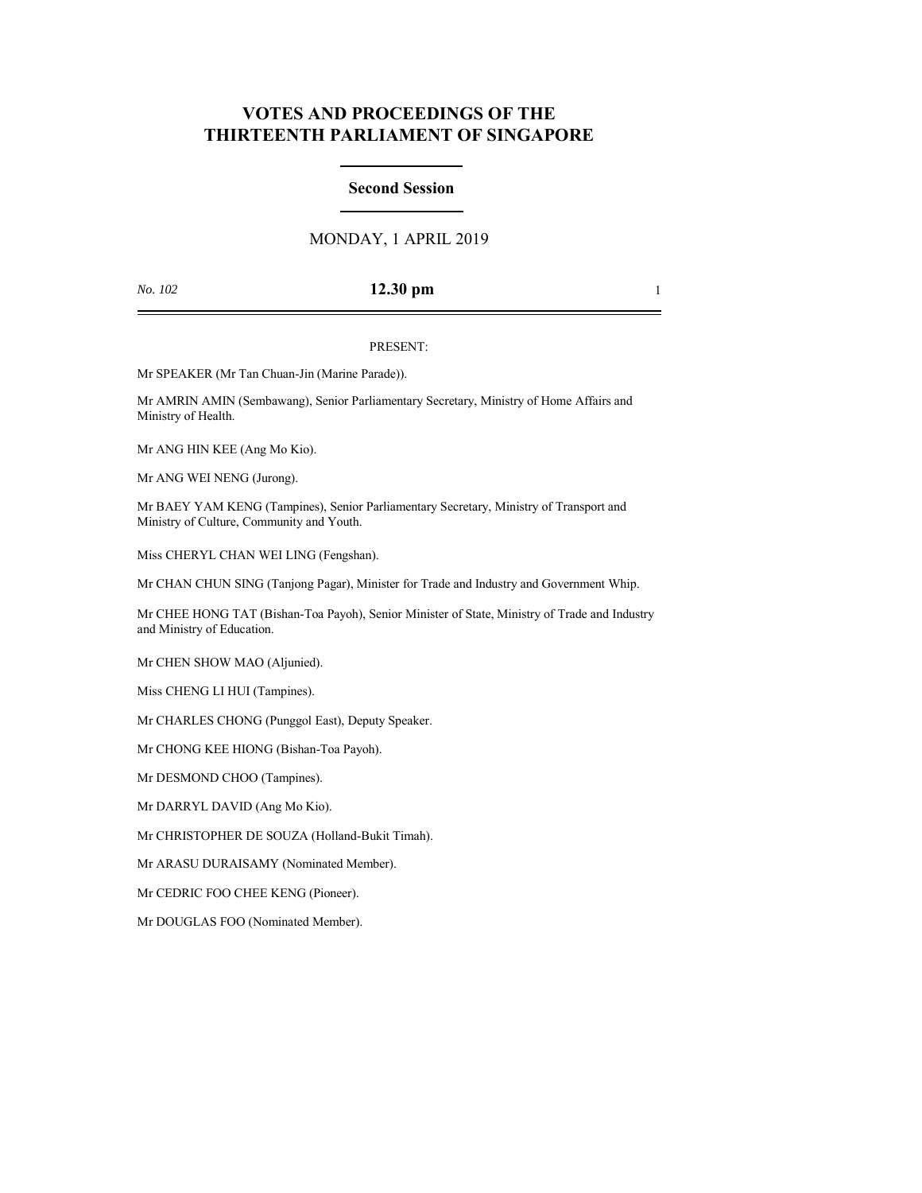# VOTES AND PROCEEDINGS OF THE THIRTEENTH PARLIAMENT OF SINGAPORE

## Second Session

MONDAY, 1 APRIL 2019

*No. 102* **12.30 pm**

PRESENT:

Mr SPEAKER (Mr Tan Chuan-Jin (Marine Parade)).

Mr AMRIN AMIN (Sembawang), Senior Parliamentary Secretary, Ministry of Home Affairs and Ministry of Health.

Mr ANG HIN KEE (Ang Mo Kio).

Mr ANG WEI NENG (Jurong).

Mr BAEY YAM KENG (Tampines), Senior Parliamentary Secretary, Ministry of Transport and Ministry of Culture, Community and Youth.

Miss CHERYL CHAN WEI LING (Fengshan).

Mr CHAN CHUN SING (Tanjong Pagar), Minister for Trade and Industry and Government Whip.

Mr CHEE HONG TAT (Bishan-Toa Payoh), Senior Minister of State, Ministry of Trade and Industry and Ministry of Education.

Mr CHEN SHOW MAO (Aljunied).

Miss CHENG LI HUI (Tampines).

Mr CHARLES CHONG (Punggol East), Deputy Speaker.

Mr CHONG KEE HIONG (Bishan-Toa Payoh).

Mr DESMOND CHOO (Tampines).

Mr DARRYL DAVID (Ang Mo Kio).

Mr CHRISTOPHER DE SOUZA (Holland-Bukit Timah).

Mr ARASU DURAISAMY (Nominated Member).

Mr CEDRIC FOO CHEE KENG (Pioneer).

Mr DOUGLAS FOO (Nominated Member).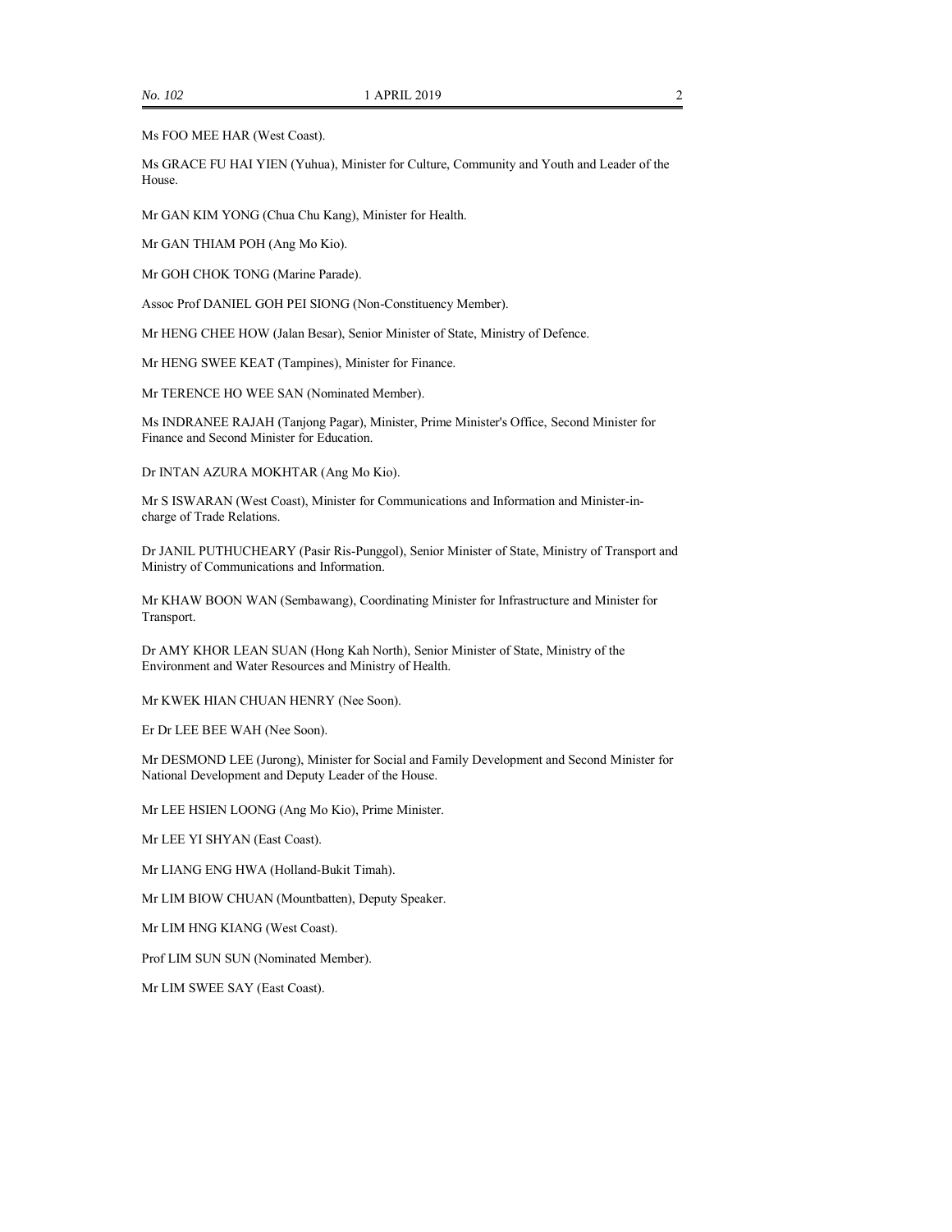Ms FOO MEE HAR (West Coast).

Ms GRACE FU HAI YIEN (Yuhua), Minister for Culture, Community and Youth and Leader of the House.

Mr GAN KIM YONG (Chua Chu Kang), Minister for Health.

Mr GAN THIAM POH (Ang Mo Kio).

Mr GOH CHOK TONG (Marine Parade).

Assoc Prof DANIEL GOH PEI SIONG (Non-Constituency Member).

Mr HENG CHEE HOW (Jalan Besar), Senior Minister of State, Ministry of Defence.

Mr HENG SWEE KEAT (Tampines), Minister for Finance.

Mr TERENCE HO WEE SAN (Nominated Member).

Ms INDRANEE RAJAH (Tanjong Pagar), Minister, Prime Minister's Office, Second Minister for Finance and Second Minister for Education.

Dr INTAN AZURA MOKHTAR (Ang Mo Kio).

Mr S ISWARAN (West Coast), Minister for Communications and Information and Minister-in-charge of Trade Relations.

Dr JANIL PUTHUCHEARY (Pasir Ris-Punggol), Senior Minister of State, Ministry of Transport and Ministry of Communications and Information.

Mr KHAW BOON WAN (Sembawang), Coordinating Minister for Infrastructure and Minister for Transport.

Dr AMY KHOR LEAN SUAN (Hong Kah North), Senior Minister of State, Ministry of the Environment and Water Resources and Ministry of Health.

Mr KWEK HIAN CHUAN HENRY (Nee Soon).

Er Dr LEE BEE WAH (Nee Soon).

Mr DESMOND LEE (Jurong), Minister for Social and Family Development and Second Minister for National Development and Deputy Leader of the House.

Mr LEE HSIEN LOONG (Ang Mo Kio), Prime Minister.

Mr LEE YI SHYAN (East Coast).

Mr LIANG ENG HWA (Holland-Bukit Timah).

Mr LIM BIOW CHUAN (Mountbatten), Deputy Speaker.

Mr LIM HNG KIANG (West Coast).

Prof LIM SUN SUN (Nominated Member).

Mr LIM SWEE SAY (East Coast).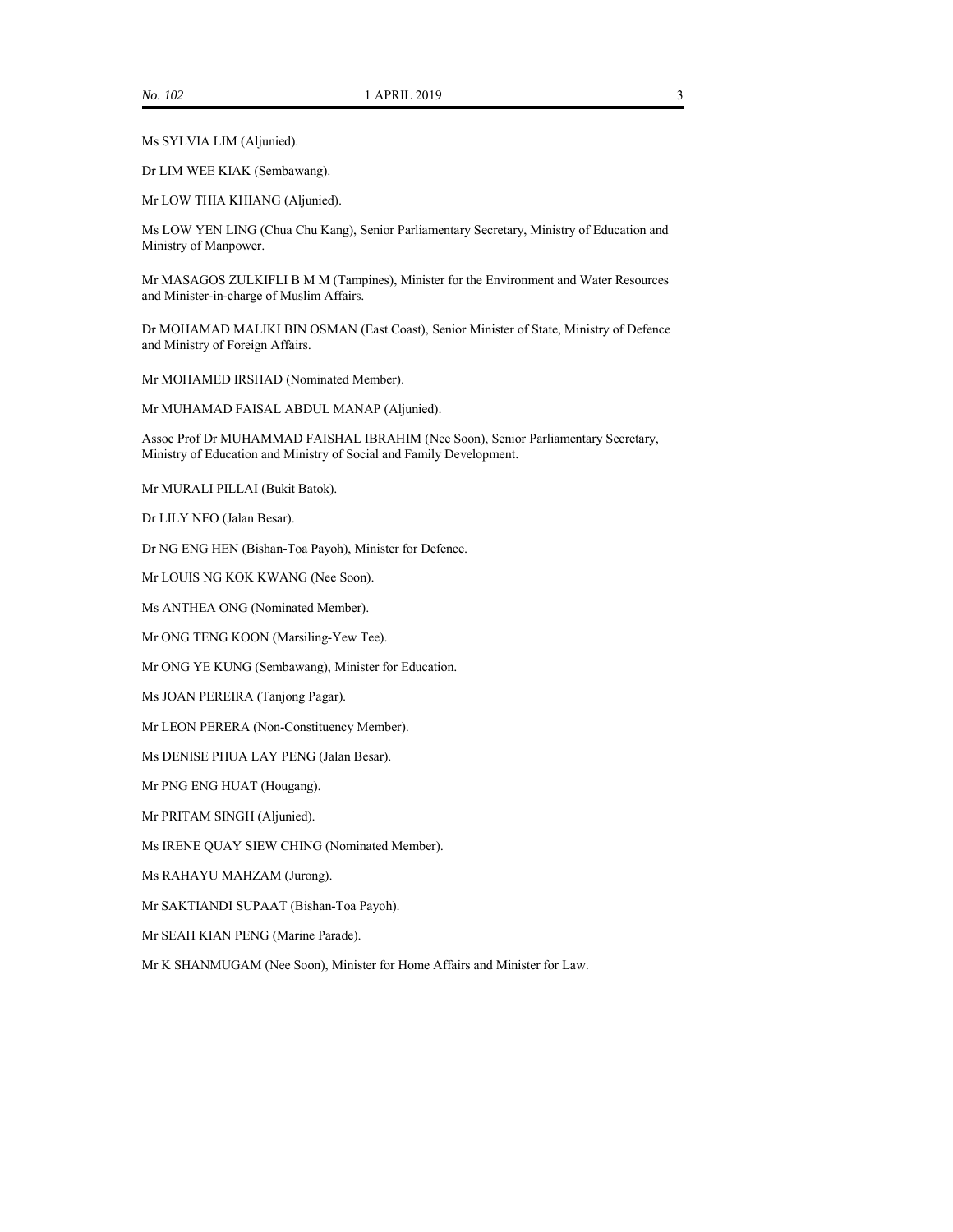Ms SYLVIA LIM (Aljunied).

Dr LIM WEE KIAK (Sembawang).

Mr LOW THIA KHIANG (Aljunied).

Ms LOW YEN LING (Chua Chu Kang), Senior Parliamentary Secretary, Ministry of Education and Ministry of Manpower.

Mr MASAGOS ZULKIFLI B M M (Tampines), Minister for the Environment and Water Resources and Minister-in-charge of Muslim Affairs.

Dr MOHAMAD MALIKI BIN OSMAN (East Coast), Senior Minister of State, Ministry of Defence and Ministry of Foreign Affairs.

Mr MOHAMED IRSHAD (Nominated Member).

Mr MUHAMAD FAISAL ABDUL MANAP (Aljunied).

Assoc Prof Dr MUHAMMAD FAISHAL IBRAHIM (Nee Soon), Senior Parliamentary Secretary, Ministry of Education and Ministry of Social and Family Development.

Mr MURALI PILLAI (Bukit Batok).

Dr LILY NEO (Jalan Besar).

Dr NG ENG HEN (Bishan-Toa Payoh), Minister for Defence.

Mr LOUIS NG KOK KWANG (Nee Soon).

Ms ANTHEA ONG (Nominated Member).

Mr ONG TENG KOON (Marsiling-Yew Tee).

Mr ONG YE KUNG (Sembawang), Minister for Education.

Ms JOAN PEREIRA (Tanjong Pagar).

Mr LEON PERERA (Non-Constituency Member).

Ms DENISE PHUA LAY PENG (Jalan Besar).

Mr PNG ENG HUAT (Hougang).

Mr PRITAM SINGH (Aljunied).

Ms IRENE QUAY SIEW CHING (Nominated Member).

Ms RAHAYU MAHZAM (Jurong).

Mr SAKTIANDI SUPAAT (Bishan-Toa Payoh).

Mr SEAH KIAN PENG (Marine Parade).

Mr K SHANMUGAM (Nee Soon), Minister for Home Affairs and Minister for Law.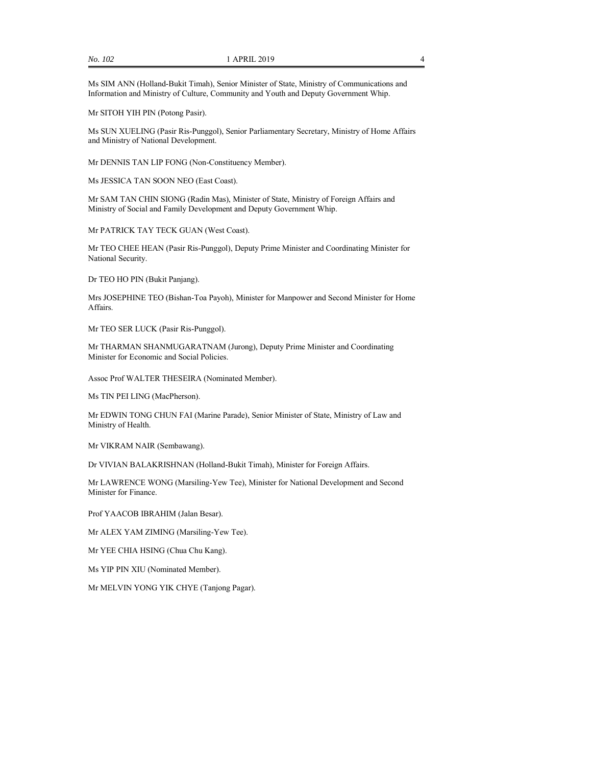Ms SIM ANN (Holland-Bukit Timah), Senior Minister of State, Ministry of Communications and Information and Ministry of Culture, Community and Youth and Deputy Government Whip.

Mr SITOH YIH PIN (Potong Pasir).

Ms SUN XUELING (Pasir Ris-Punggol), Senior Parliamentary Secretary, Ministry of Home Affairs and Ministry of National Development.

Mr DENNIS TAN LIP FONG (Non-Constituency Member).

Ms JESSICA TAN SOON NEO (East Coast).

Mr SAM TAN CHIN SIONG (Radin Mas), Minister of State, Ministry of Foreign Affairs and Ministry of Social and Family Development and Deputy Government Whip.

Mr PATRICK TAY TECK GUAN (West Coast).

Mr TEO CHEE HEAN (Pasir Ris-Punggol), Deputy Prime Minister and Coordinating Minister for National Security.

Dr TEO HO PIN (Bukit Panjang).

Mrs JOSEPHINE TEO (Bishan-Toa Payoh), Minister for Manpower and Second Minister for Home Affairs.

Mr TEO SER LUCK (Pasir Ris-Punggol).

Mr THARMAN SHANMUGARATNAM (Jurong), Deputy Prime Minister and Coordinating Minister for Economic and Social Policies.

Assoc Prof WALTER THESEIRA (Nominated Member).

Ms TIN PEI LING (MacPherson).

Mr EDWIN TONG CHUN FAI (Marine Parade), Senior Minister of State, Ministry of Law and Ministry of Health.

Mr VIKRAM NAIR (Sembawang).

Dr VIVIAN BALAKRISHNAN (Holland-Bukit Timah), Minister for Foreign Affairs.

Mr LAWRENCE WONG (Marsiling-Yew Tee), Minister for National Development and Second Minister for Finance.

Prof YAACOB IBRAHIM (Jalan Besar).

Mr ALEX YAM ZIMING (Marsiling-Yew Tee).

Mr YEE CHIA HSING (Chua Chu Kang).

Ms YIP PIN XIU (Nominated Member).

Mr MELVIN YONG YIK CHYE (Tanjong Pagar).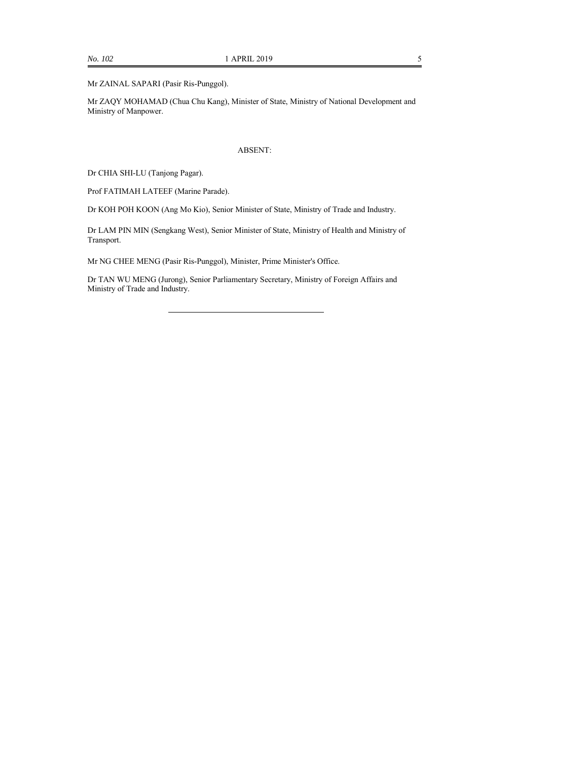Mr ZAINAL SAPARI (Pasir Ris-Punggol).

Mr ZAQY MOHAMAD (Chua Chu Kang), Minister of State, Ministry of National Development and Ministry of Manpower.

## ABSENT:

Dr CHIA SHI-LU (Tanjong Pagar).

Prof FATIMAH LATEEF (Marine Parade).

Dr KOH POH KOON (Ang Mo Kio), Senior Minister of State, Ministry of Trade and Industry.

Dr LAM PIN MIN (Sengkang West), Senior Minister of State, Ministry of Health and Ministry of Transport.

Mr NG CHEE MENG (Pasir Ris-Punggol), Minister, Prime Minister's Office.

Dr TAN WU MENG (Jurong), Senior Parliamentary Secretary, Ministry of Foreign Affairs and Ministry of Trade and Industry.

---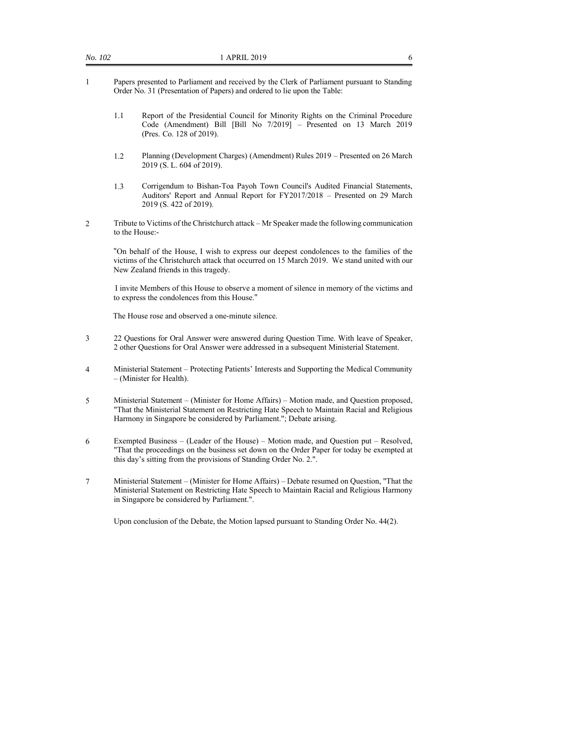1 Papers presented to Parliament and received by the Clerk of Parliament pursuant to Standing Order No. 31 (Presentation of Papers) and ordered to lie upon the Table:

1.1 Report of the Presidential Council for Minority Rights on the Criminal Procedure Code (Amendment) Bill [Bill No 7/2019] – Presented on 13 March 2019 (Pres. Co. 128 of 2019).

1.2 Planning (Development Charges) (Amendment) Rules 2019 – Presented on 26 March 2019 (S. L. 604 of 2019).

1.3 Corrigendum to Bishan-Toa Payoh Town Council's Audited Financial Statements, Auditors' Report and Annual Report for FY2017/2018 – Presented on 29 March 2019 (S. 422 of 2019).

2 Tribute to Victims of the Christchurch attack – Mr Speaker made the following communication to the House:-

"On behalf of the House, I wish to express our deepest condolences to the families of the victims of the Christchurch attack that occurred on 15 March 2019. We stand united with our New Zealand friends in this tragedy.

I invite Members of this House to observe a moment of silence in memory of the victims and to express the condolences from this House."

The House rose and observed a one-minute silence.

3 22 Questions for Oral Answer were answered during Question Time. With leave of Speaker, 2 other Questions for Oral Answer were addressed in a subsequent Ministerial Statement.

4 Ministerial Statement – Protecting Patients' Interests and Supporting the Medical Community – (Minister for Health).

5 Ministerial Statement – (Minister for Home Affairs) – Motion made, and Question proposed, "That the Ministerial Statement on Restricting Hate Speech to Maintain Racial and Religious Harmony in Singapore be considered by Parliament."; Debate arising.

6 Exempted Business – (Leader of the House) – Motion made, and Question put – Resolved, "That the proceedings on the business set down on the Order Paper for today be exempted at this day's sitting from the provisions of Standing Order No. 2.".

7 Ministerial Statement – (Minister for Home Affairs) – Debate resumed on Question, "That the Ministerial Statement on Restricting Hate Speech to Maintain Racial and Religious Harmony in Singapore be considered by Parliament.".

Upon conclusion of the Debate, the Motion lapsed pursuant to Standing Order No. 44(2).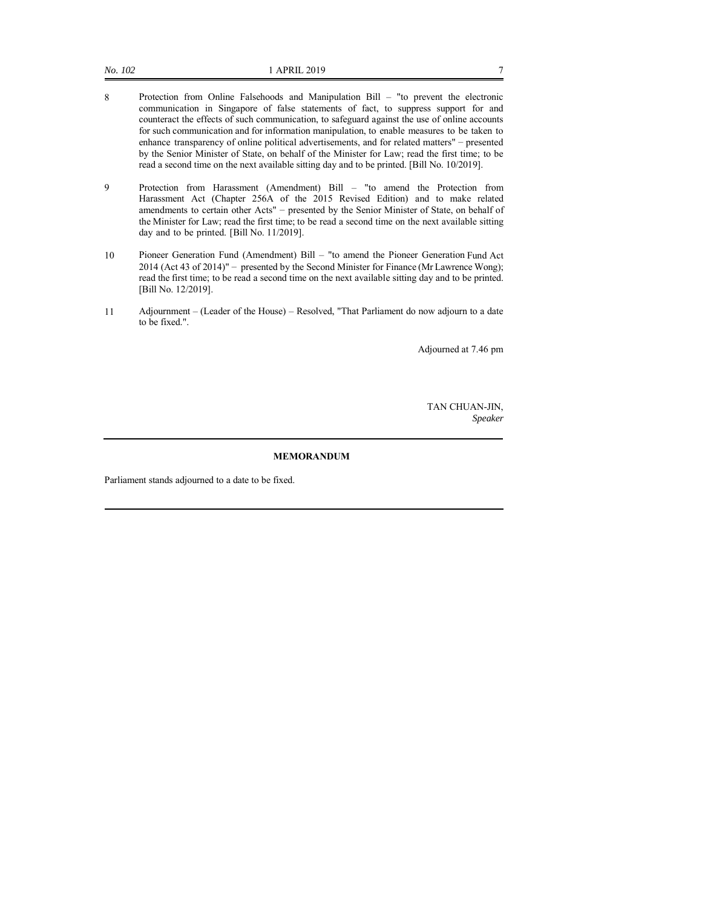8 Protection from Online Falsehoods and Manipulation Bill – "to prevent the electronic communication in Singapore of false statements of fact, to suppress support for and counteract the effects of such communication, to safeguard against the use of online accounts for such communication and for information manipulation, to enable measures to be taken to enhance transparency of online political advertisements, and for related matters" – presented by the Senior Minister of State, on behalf of the Minister for Law; read the first time; to be read a second time on the next available sitting day and to be printed. [Bill No. 10/2019].

9 Protection from Harassment (Amendment) Bill – "to amend the Protection from Harassment Act (Chapter 256A of the 2015 Revised Edition) and to make related amendments to certain other Acts" – presented by the Senior Minister of State, on behalf of the Minister for Law; read the first time; to be read a second time on the next available sitting day and to be printed. [Bill No. 11/2019].

10 Pioneer Generation Fund (Amendment) Bill – "to amend the Pioneer Generation Fund Act 2014 (Act 43 of 2014)" – presented by the Second Minister for Finance (Mr Lawrence Wong); read the first time; to be read a second time on the next available sitting day and to be printed. [Bill No. 12/2019].

11 Adjournment – (Leader of the House) – Resolved, "That Parliament do now adjourn to a date to be fixed.".

Adjourned at 7.46 pm

TAN CHUAN-JIN,
*Speaker*

---

**MEMORANDUM**

Parliament stands adjourned to a date to be fixed.

---